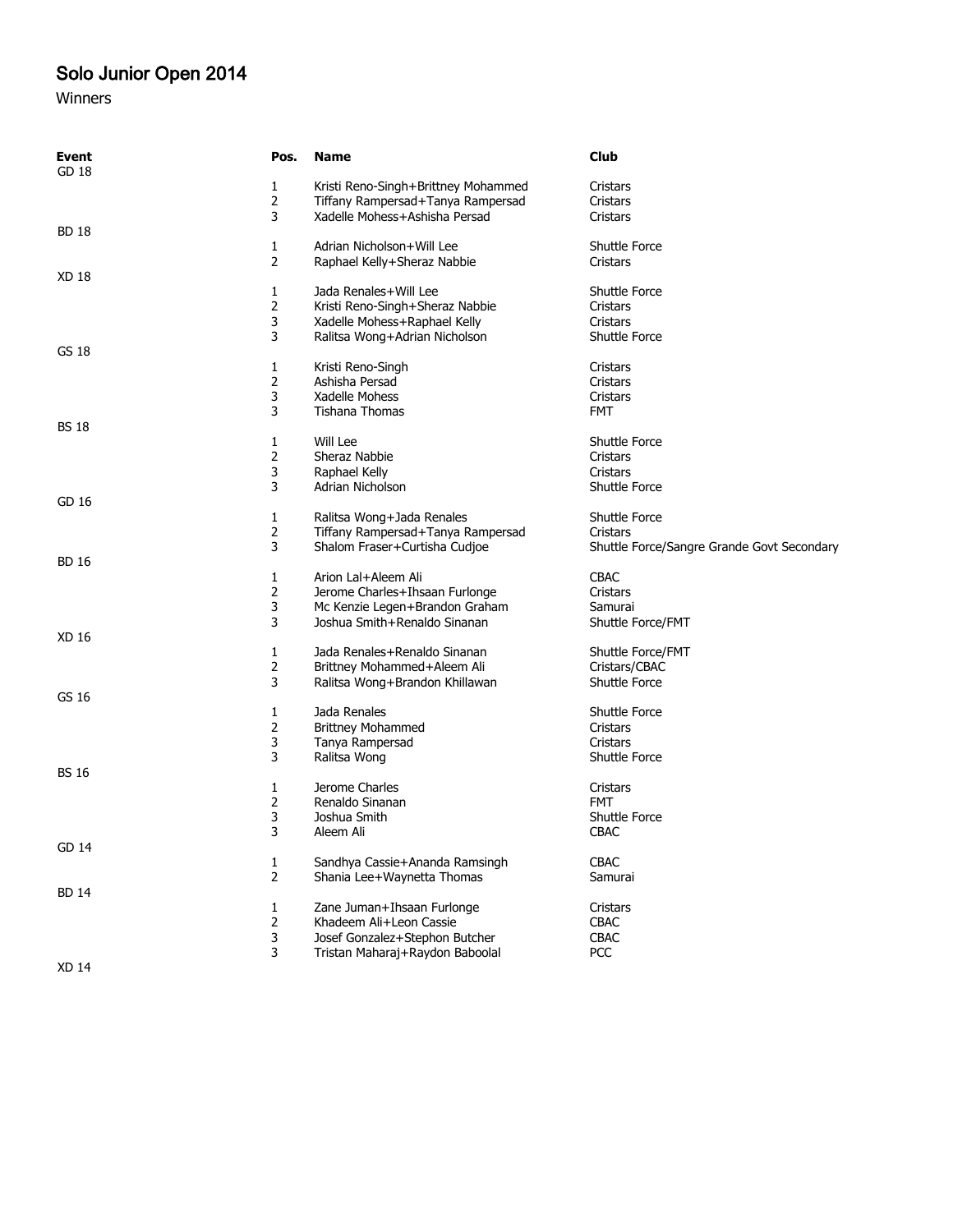# Solo Junior Open 2014

Winners

| Event | Pos. | Name | Club |
|---|---|---|---|
| GD 18 | | | |
| | 1 | Kristi Reno-Singh+Brittney Mohammed | Cristars |
| | 2 | Tiffany Rampersad+Tanya Rampersad | Cristars |
| | 3 | Xadelle Mohess+Ashisha Persad | Cristars |
| BD 18 | | | |
| | 1 | Adrian Nicholson+Will Lee | Shuttle Force |
| | 2 | Raphael Kelly+Sheraz Nabbie | Cristars |
| XD 18 | | | |
| | 1 | Jada Renales+Will Lee | Shuttle Force |
| | 2 | Kristi Reno-Singh+Sheraz Nabbie | Cristars |
| | 3 | Xadelle Mohess+Raphael Kelly | Cristars |
| | 3 | Ralitsa Wong+Adrian Nicholson | Shuttle Force |
| GS 18 | | | |
| | 1 | Kristi Reno-Singh | Cristars |
| | 2 | Ashisha Persad | Cristars |
| | 3 | Xadelle Mohess | Cristars |
| | 3 | Tishana Thomas | FMT |
| BS 18 | | | |
| | 1 | Will Lee | Shuttle Force |
| | 2 | Sheraz Nabbie | Cristars |
| | 3 | Raphael Kelly | Cristars |
| | 3 | Adrian Nicholson | Shuttle Force |
| GD 16 | | | |
| | 1 | Ralitsa Wong+Jada Renales | Shuttle Force |
| | 2 | Tiffany Rampersad+Tanya Rampersad | Cristars |
| | 3 | Shalom Fraser+Curtisha Cudjoe | Shuttle Force/Sangre Grande Govt Secondary |
| BD 16 | | | |
| | 1 | Arion Lal+Aleem Ali | CBAC |
| | 2 | Jerome Charles+Ihsaan Furlonge | Cristars |
| | 3 | Mc Kenzie Legen+Brandon Graham | Samurai |
| | 3 | Joshua Smith+Renaldo Sinanan | Shuttle Force/FMT |
| XD 16 | | | |
| | 1 | Jada Renales+Renaldo Sinanan | Shuttle Force/FMT |
| | 2 | Brittney Mohammed+Aleem Ali | Cristars/CBAC |
| | 3 | Ralitsa Wong+Brandon Khillawan | Shuttle Force |
| GS 16 | | | |
| | 1 | Jada Renales | Shuttle Force |
| | 2 | Brittney Mohammed | Cristars |
| | 3 | Tanya Rampersad | Cristars |
| | 3 | Ralitsa Wong | Shuttle Force |
| BS 16 | | | |
| | 1 | Jerome Charles | Cristars |
| | 2 | Renaldo Sinanan | FMT |
| | 3 | Joshua Smith | Shuttle Force |
| | 3 | Aleem Ali | CBAC |
| GD 14 | | | |
| | 1 | Sandhya Cassie+Ananda Ramsingh | CBAC |
| | 2 | Shania Lee+Waynetta Thomas | Samurai |
| BD 14 | | | |
| | 1 | Zane Juman+Ihsaan Furlonge | Cristars |
| | 2 | Khadeem Ali+Leon Cassie | CBAC |
| | 3 | Josef Gonzalez+Stephon Butcher | CBAC |
| | 3 | Tristan Maharaj+Raydon Baboolal | PCC |
| XD 14 | | | |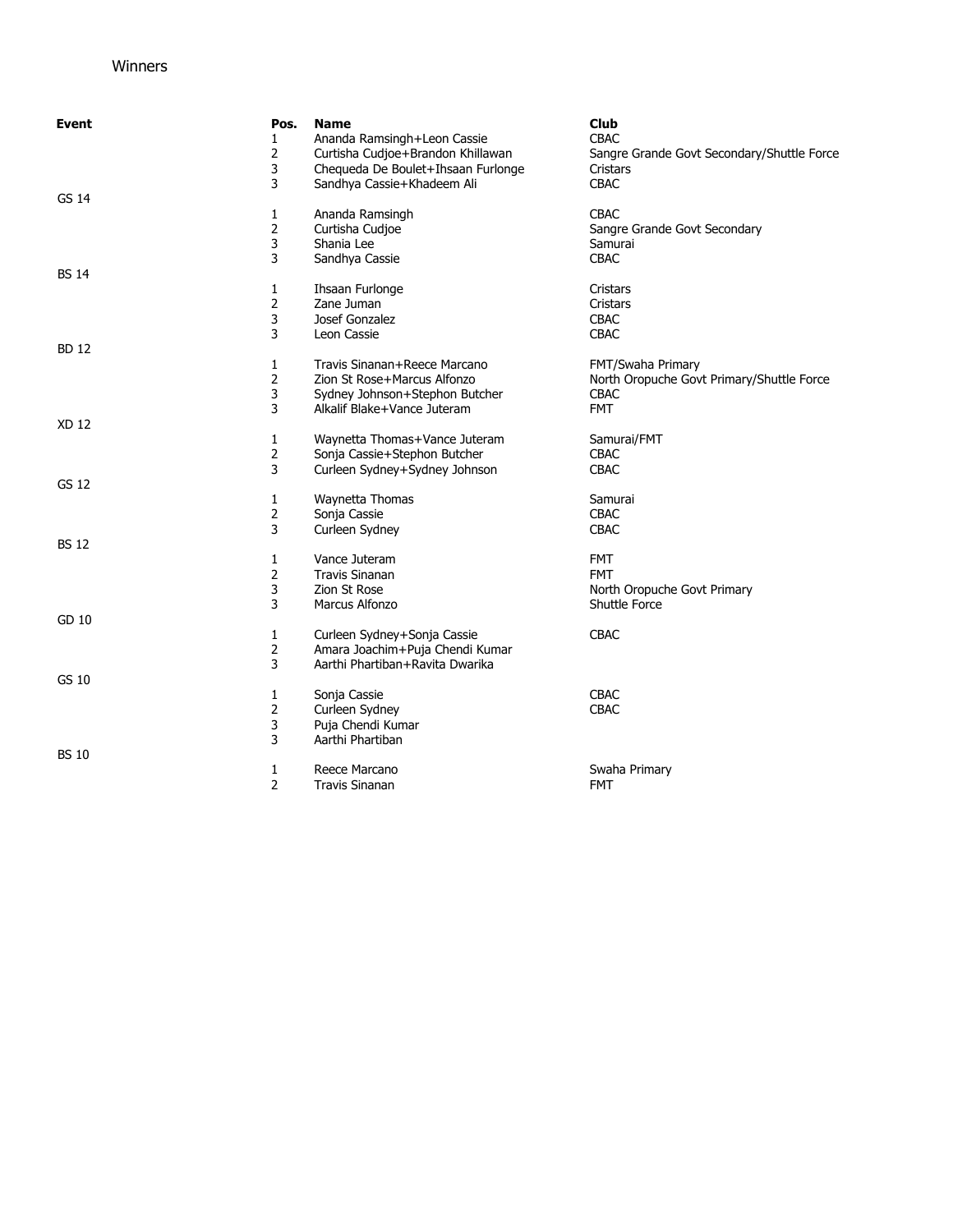Winners

| Event | Pos. | Name | Club |
|---|---|---|---|
| | 1 | Ananda Ramsingh+Leon Cassie | CBAC |
| | 2 | Curtisha Cudjoe+Brandon Khillawan | Sangre Grande Govt Secondary/Shuttle Force |
| | 3 | Chequeda De Boulet+Ihsaan Furlonge | Cristars |
| | 3 | Sandhya Cassie+Khadeem Ali | CBAC |
| GS 14 | | | |
| | 1 | Ananda Ramsingh | CBAC |
| | 2 | Curtisha Cudjoe | Sangre Grande Govt Secondary |
| | 3 | Shania Lee | Samurai |
| | 3 | Sandhya Cassie | CBAC |
| BS 14 | | | |
| | 1 | Ihsaan Furlonge | Cristars |
| | 2 | Zane Juman | Cristars |
| | 3 | Josef Gonzalez | CBAC |
| | 3 | Leon Cassie | CBAC |
| BD 12 | | | |
| | 1 | Travis Sinanan+Reece Marcano | FMT/Swaha Primary |
| | 2 | Zion St Rose+Marcus Alfonzo | North Oropuche Govt Primary/Shuttle Force |
| | 3 | Sydney Johnson+Stephon Butcher | CBAC |
| | 3 | Alkalif Blake+Vance Juteram | FMT |
| XD 12 | | | |
| | 1 | Waynetta Thomas+Vance Juteram | Samurai/FMT |
| | 2 | Sonja Cassie+Stephon Butcher | CBAC |
| | 3 | Curleen Sydney+Sydney Johnson | CBAC |
| GS 12 | | | |
| | 1 | Waynetta Thomas | Samurai |
| | 2 | Sonja Cassie | CBAC |
| | 3 | Curleen Sydney | CBAC |
| BS 12 | | | |
| | 1 | Vance Juteram | FMT |
| | 2 | Travis Sinanan | FMT |
| | 3 | Zion St Rose | North Oropuche Govt Primary |
| | 3 | Marcus Alfonzo | Shuttle Force |
| GD 10 | | | |
| | 1 | Curleen Sydney+Sonja Cassie | CBAC |
| | 2 | Amara Joachim+Puja Chendi Kumar | |
| | 3 | Aarthi Phartiban+Ravita Dwarika | |
| GS 10 | | | |
| | 1 | Sonja Cassie | CBAC |
| | 2 | Curleen Sydney | CBAC |
| | 3 | Puja Chendi Kumar | |
| | 3 | Aarthi Phartiban | |
| BS 10 | | | |
| | 1 | Reece Marcano | Swaha Primary |
| | 2 | Travis Sinanan | FMT |